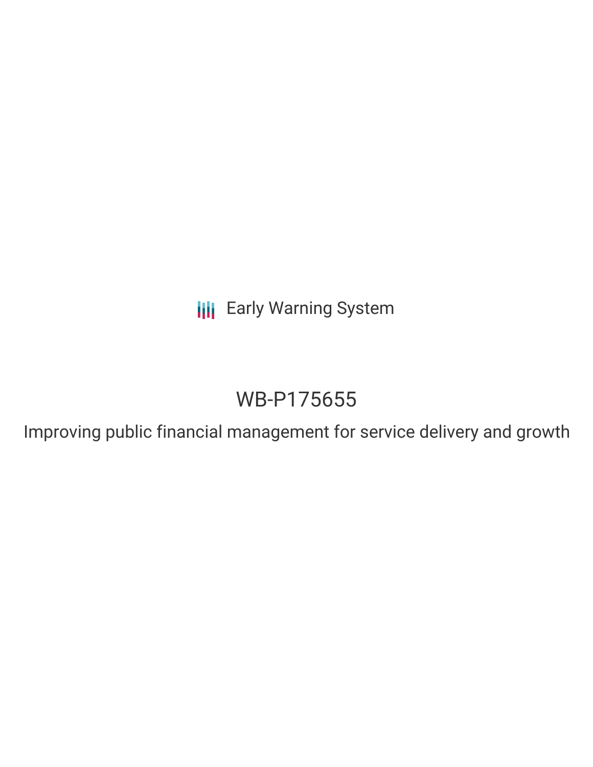Early Warning System

# WB-P175655

## Improving public financial management for service delivery and growth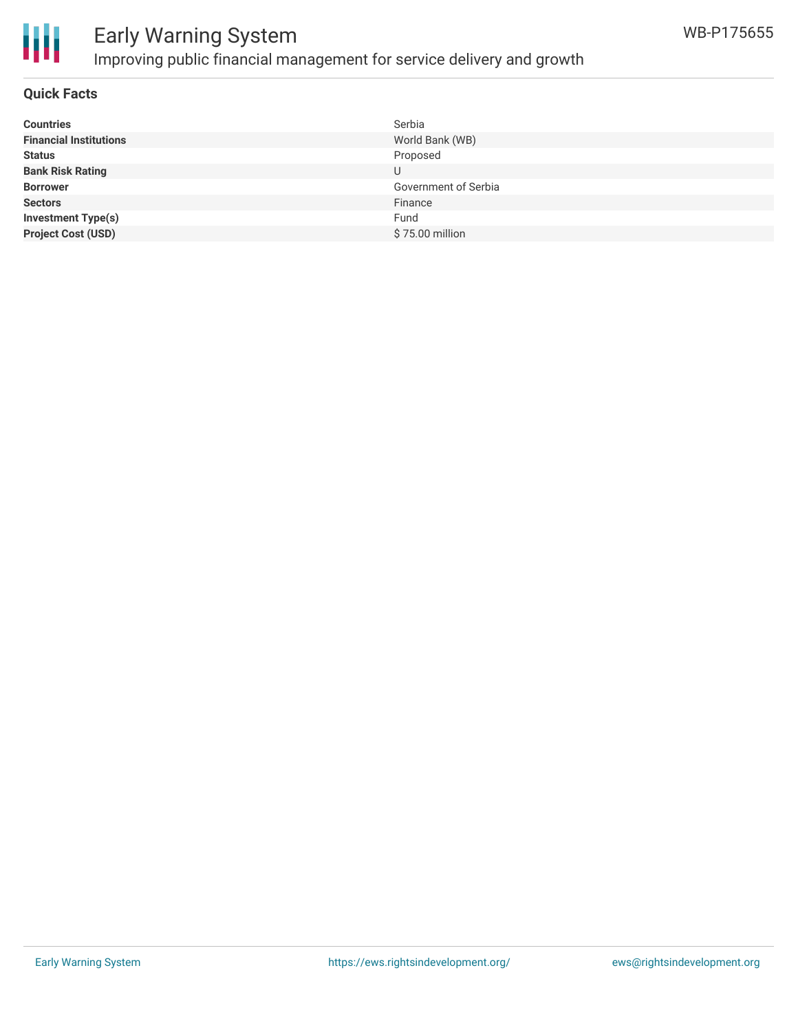# Early Warning System

## Improving public financial management for service delivery and growth

WB-P175655

### Quick Facts

| | |
|---|---|
| **Countries** | Serbia |
| **Financial Institutions** | World Bank (WB) |
| **Status** | Proposed |
| **Bank Risk Rating** | U |
| **Borrower** | Government of Serbia |
| **Sectors** | Finance |
| **Investment Type(s)** | Fund |
| **Project Cost (USD)** | $ 75.00 million |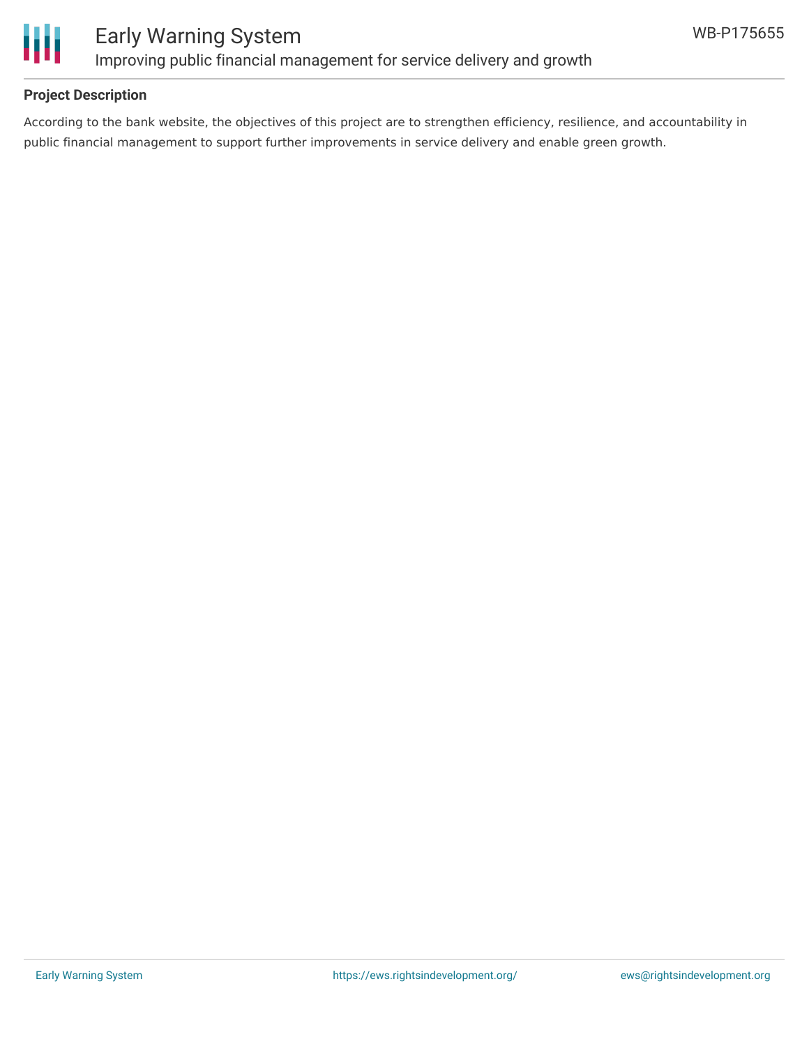## Project Description

According to the bank website, the objectives of this project are to strengthen efficiency, resilience, and accountability in public financial management to support further improvements in service delivery and enable green growth.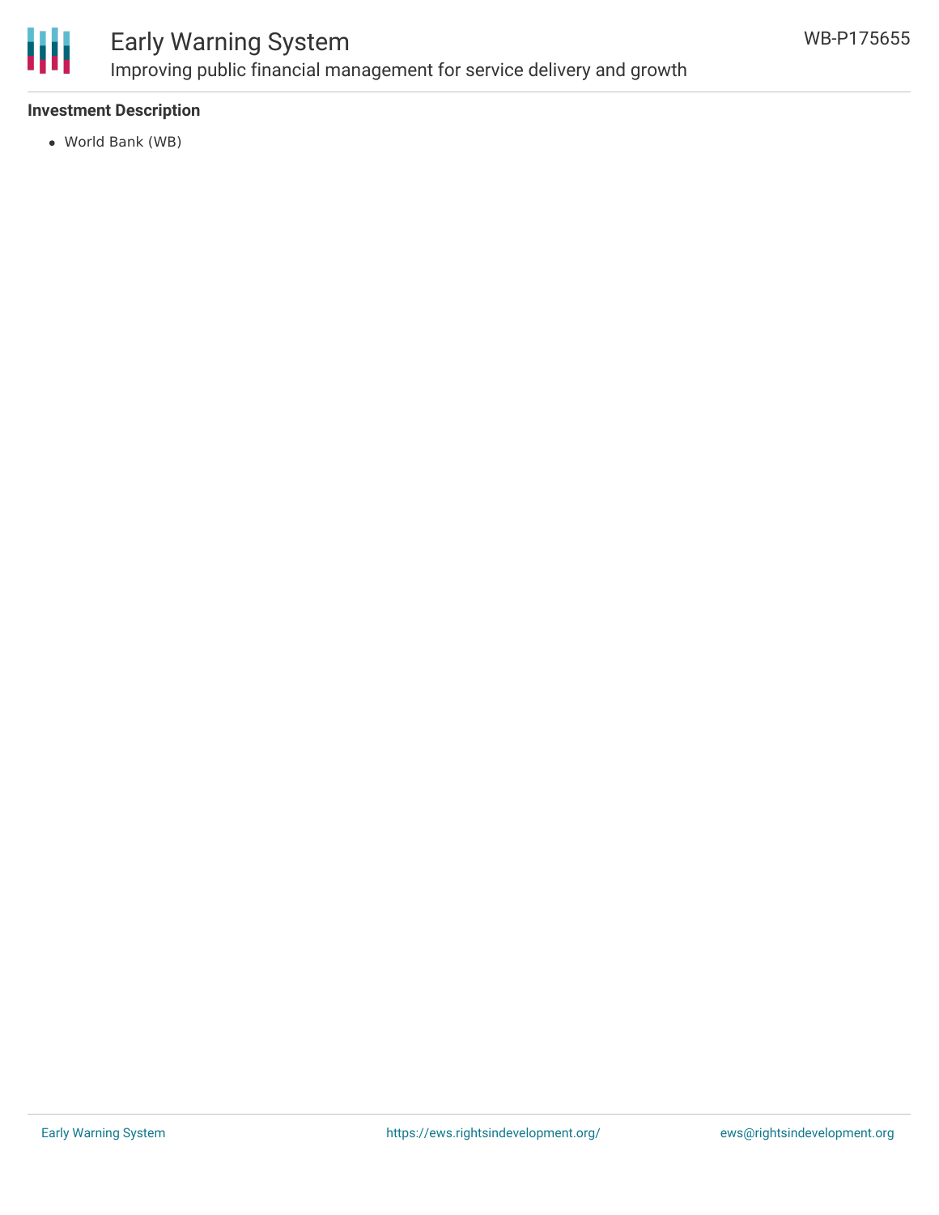### Investment Description

- World Bank (WB)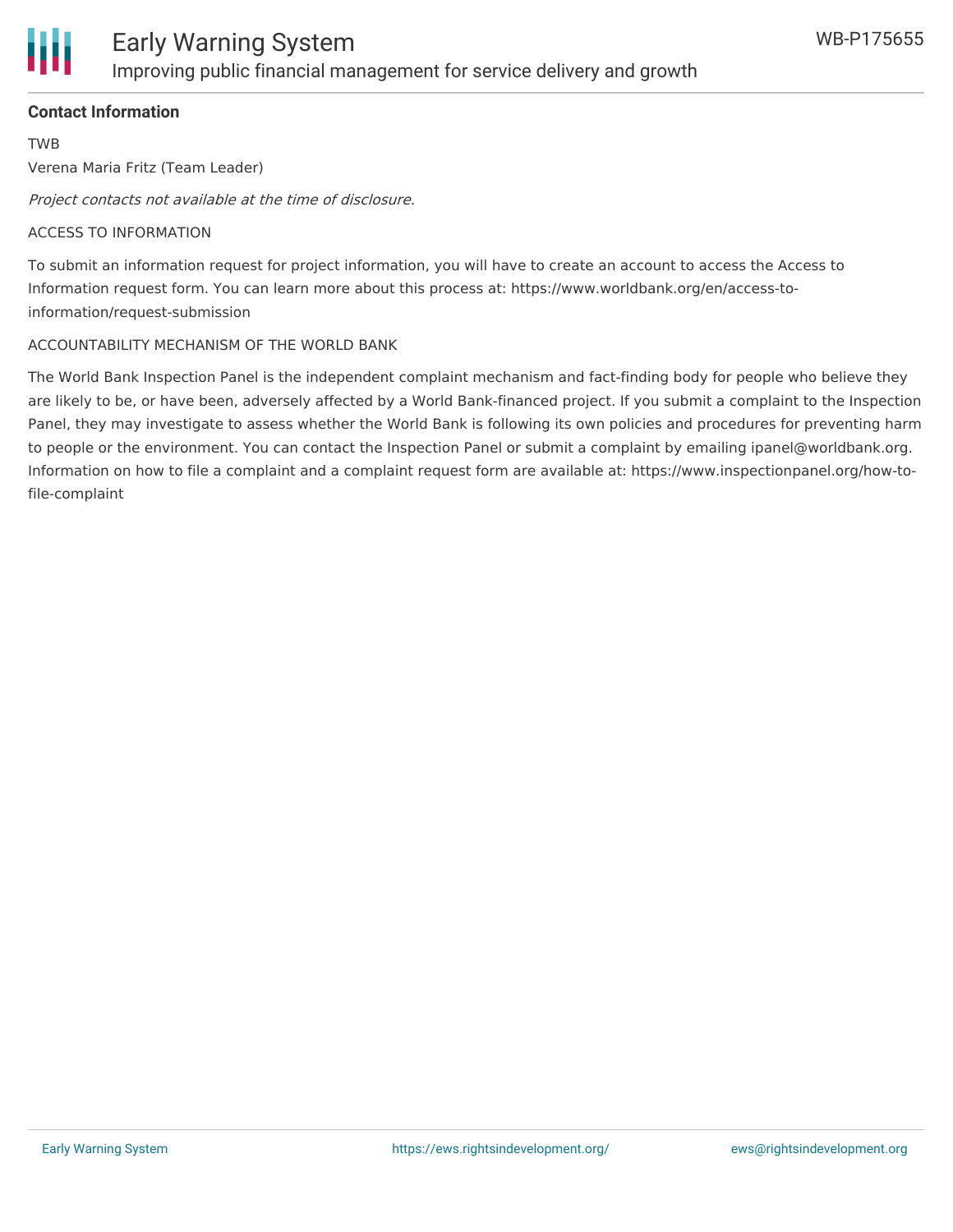### Contact Information

TWB

Verena Maria Fritz (Team Leader)

*Project contacts not available at the time of disclosure.*

ACCESS TO INFORMATION

To submit an information request for project information, you will have to create an account to access the Access to Information request form. You can learn more about this process at: https://www.worldbank.org/en/access-to-information/request-submission

ACCOUNTABILITY MECHANISM OF THE WORLD BANK

The World Bank Inspection Panel is the independent complaint mechanism and fact-finding body for people who believe they are likely to be, or have been, adversely affected by a World Bank-financed project. If you submit a complaint to the Inspection Panel, they may investigate to assess whether the World Bank is following its own policies and procedures for preventing harm to people or the environment. You can contact the Inspection Panel or submit a complaint by emailing ipanel@worldbank.org. Information on how to file a complaint and a complaint request form are available at: https://www.inspectionpanel.org/how-to-file-complaint